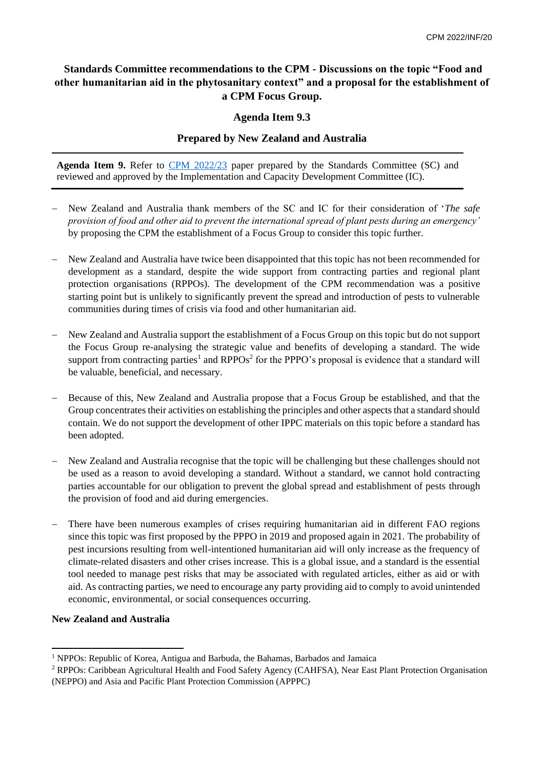# Standards Committee recommendations to the CPM - Discussions on the topic "Food and other humanitarian aid in the phytosanitary context" and a proposal for the establishment of a CPM Focus Group.

## Agenda Item 9.3

## Prepared by New Zealand and Australia

**Agenda Item 9.** Refer to [CPM 2022/23](CPM 2022/23) paper prepared by the Standards Committee (SC) and reviewed and approved by the Implementation and Capacity Development Committee (IC).

- New Zealand and Australia thank members of the SC and IC for their consideration of '*The safe provision of food and other aid to prevent the international spread of plant pests during an emergency'* by proposing the CPM the establishment of a Focus Group to consider this topic further.

- New Zealand and Australia have twice been disappointed that this topic has not been recommended for development as a standard, despite the wide support from contracting parties and regional plant protection organisations (RPPOs). The development of the CPM recommendation was a positive starting point but is unlikely to significantly prevent the spread and introduction of pests to vulnerable communities during times of crisis via food and other humanitarian aid.

- New Zealand and Australia support the establishment of a Focus Group on this topic but do not support the Focus Group re-analysing the strategic value and benefits of developing a standard. The wide support from contracting parties[1] and RPPOs[2] for the PPPO's proposal is evidence that a standard will be valuable, beneficial, and necessary.

- Because of this, New Zealand and Australia propose that a Focus Group be established, and that the Group concentrates their activities on establishing the principles and other aspects that a standard should contain. We do not support the development of other IPPC materials on this topic before a standard has been adopted.

- New Zealand and Australia recognise that the topic will be challenging but these challenges should not be used as a reason to avoid developing a standard. Without a standard, we cannot hold contracting parties accountable for our obligation to prevent the global spread and establishment of pests through the provision of food and aid during emergencies.

- There have been numerous examples of crises requiring humanitarian aid in different FAO regions since this topic was first proposed by the PPPO in 2019 and proposed again in 2021. The probability of pest incursions resulting from well-intentioned humanitarian aid will only increase as the frequency of climate-related disasters and other crises increase. This is a global issue, and a standard is the essential tool needed to manage pest risks that may be associated with regulated articles, either as aid or with aid. As contracting parties, we need to encourage any party providing aid to comply to avoid unintended economic, environmental, or social consequences occurring.

**New Zealand and Australia**

---

[1] NPPOs: Republic of Korea, Antigua and Barbuda, the Bahamas, Barbados and Jamaica

[2] RPPOs: Caribbean Agricultural Health and Food Safety Agency (CAHFSA), Near East Plant Protection Organisation (NEPPO) and Asia and Pacific Plant Protection Commission (APPPC)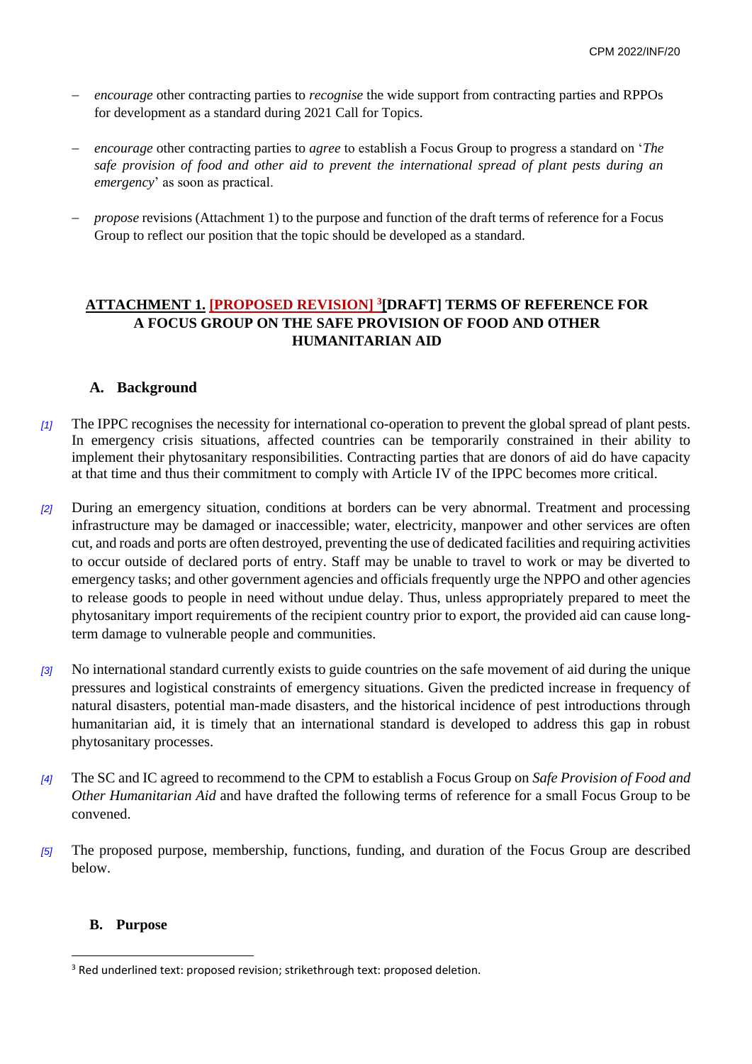- *encourage* other contracting parties to *recognise* the wide support from contracting parties and RPPOs for development as a standard during 2021 Call for Topics.

- *encourage* other contracting parties to *agree* to establish a Focus Group to progress a standard on '*The safe provision of food and other aid to prevent the international spread of plant pests during an emergency*' as soon as practical.

- *propose* revisions (Attachment 1) to the purpose and function of the draft terms of reference for a Focus Group to reflect our position that the topic should be developed as a standard.

## ATTACHMENT 1. [PROPOSED REVISION] [3][DRAFT] TERMS OF REFERENCE FOR A FOCUS GROUP ON THE SAFE PROVISION OF FOOD AND OTHER HUMANITARIAN AID

### A. Background

*[1]* The IPPC recognises the necessity for international co-operation to prevent the global spread of plant pests. In emergency crisis situations, affected countries can be temporarily constrained in their ability to implement their phytosanitary responsibilities. Contracting parties that are donors of aid do have capacity at that time and thus their commitment to comply with Article IV of the IPPC becomes more critical.

*[2]* During an emergency situation, conditions at borders can be very abnormal. Treatment and processing infrastructure may be damaged or inaccessible; water, electricity, manpower and other services are often cut, and roads and ports are often destroyed, preventing the use of dedicated facilities and requiring activities to occur outside of declared ports of entry. Staff may be unable to travel to work or may be diverted to emergency tasks; and other government agencies and officials frequently urge the NPPO and other agencies to release goods to people in need without undue delay. Thus, unless appropriately prepared to meet the phytosanitary import requirements of the recipient country prior to export, the provided aid can cause long-term damage to vulnerable people and communities.

*[3]* No international standard currently exists to guide countries on the safe movement of aid during the unique pressures and logistical constraints of emergency situations. Given the predicted increase in frequency of natural disasters, potential man-made disasters, and the historical incidence of pest introductions through humanitarian aid, it is timely that an international standard is developed to address this gap in robust phytosanitary processes.

*[4]* The SC and IC agreed to recommend to the CPM to establish a Focus Group on *Safe Provision of Food and Other Humanitarian Aid* and have drafted the following terms of reference for a small Focus Group to be convened.

*[5]* The proposed purpose, membership, functions, funding, and duration of the Focus Group are described below.

### B. Purpose

[3] Red underlined text: proposed revision; strikethrough text: proposed deletion.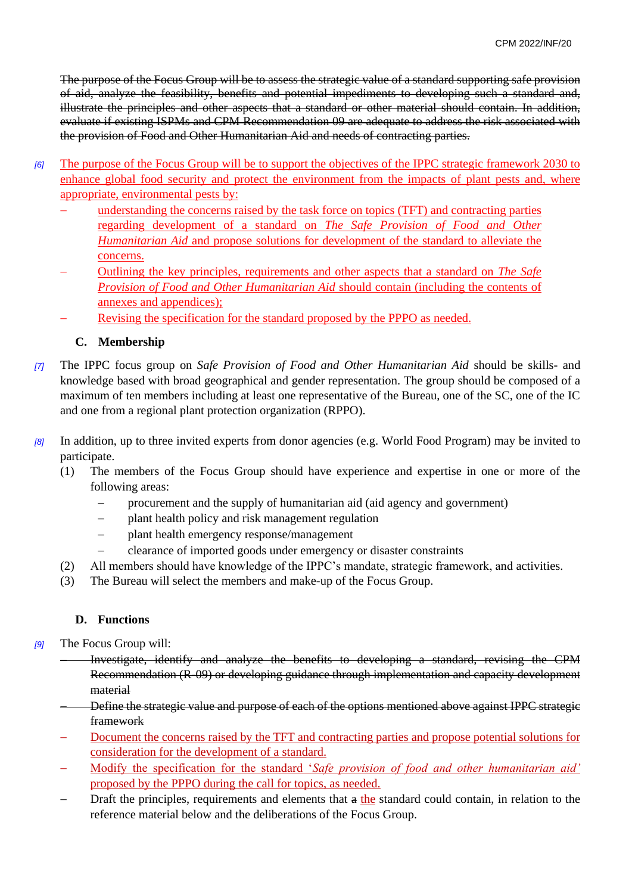~~The purpose of the Focus Group will be to assess the strategic value of a standard supporting safe provision of aid, analyze the feasibility, benefits and potential impediments to developing such a standard and, illustrate the principles and other aspects that a standard or other material should contain. In addition, evaluate if existing ISPMs and CPM Recommendation 09 are adequate to address the risk associated with the provision of Food and Other Humanitarian Aid and needs of contracting parties.~~

*[6]* The purpose of the Focus Group will be to support the objectives of the IPPC strategic framework 2030 to enhance global food security and protect the environment from the impacts of plant pests and, where appropriate, environmental pests by:

- understanding the concerns raised by the task force on topics (TFT) and contracting parties regarding development of a standard on *The Safe Provision of Food and Other Humanitarian Aid* and propose solutions for development of the standard to alleviate the concerns.
- Outlining the key principles, requirements and other aspects that a standard on *The Safe Provision of Food and Other Humanitarian Aid* should contain (including the contents of annexes and appendices);
- Revising the specification for the standard proposed by the PPPO as needed.

### C. Membership

*[7]* The IPPC focus group on *Safe Provision of Food and Other Humanitarian Aid* should be skills- and knowledge based with broad geographical and gender representation. The group should be composed of a maximum of ten members including at least one representative of the Bureau, one of the SC, one of the IC and one from a regional plant protection organization (RPPO).

*[8]* In addition, up to three invited experts from donor agencies (e.g. World Food Program) may be invited to participate.

(1) The members of the Focus Group should have experience and expertise in one or more of the following areas:
  - procurement and the supply of humanitarian aid (aid agency and government)
  - plant health policy and risk management regulation
  - plant health emergency response/management
  - clearance of imported goods under emergency or disaster constraints

(2) All members should have knowledge of the IPPC's mandate, strategic framework, and activities.

(3) The Bureau will select the members and make-up of the Focus Group.

### D. Functions

*[9]* The Focus Group will:

- ~~Investigate, identify and analyze the benefits to developing a standard, revising the CPM Recommendation (R-09) or developing guidance through implementation and capacity development material~~
- ~~Define the strategic value and purpose of each of the options mentioned above against IPPC strategic framework~~
- Document the concerns raised by the TFT and contracting parties and propose potential solutions for consideration for the development of a standard.
- Modify the specification for the standard '*Safe provision of food and other humanitarian aid'* proposed by the PPPO during the call for topics, as needed.
- Draft the principles, requirements and elements that ~~a~~ the standard could contain, in relation to the reference material below and the deliberations of the Focus Group.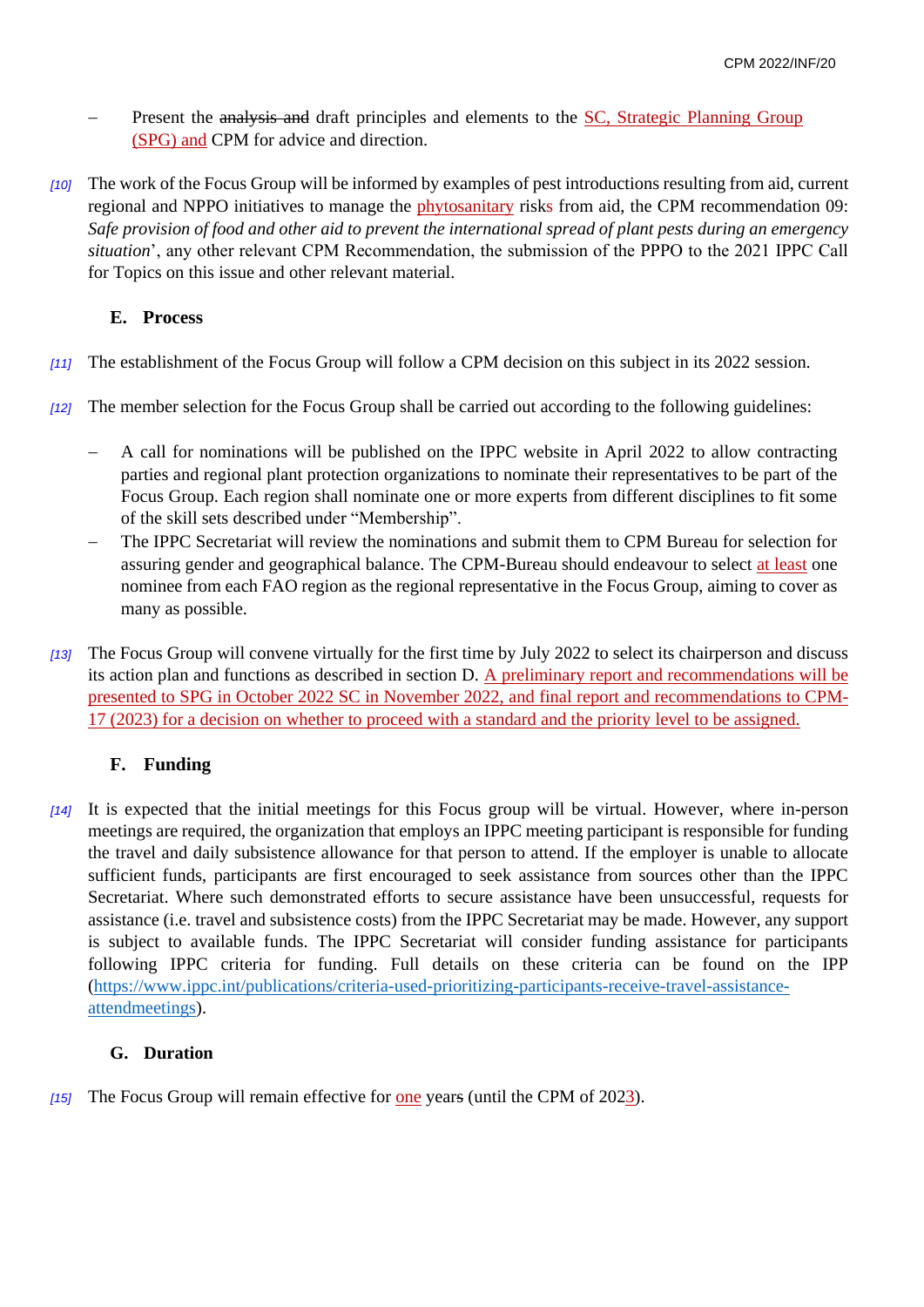- Present the ~~analysis and~~ draft principles and elements to the SC, Strategic Planning Group (SPG) and CPM for advice and direction.

*[10]* The work of the Focus Group will be informed by examples of pest introductions resulting from aid, current regional and NPPO initiatives to manage the phytosanitary risks from aid, the CPM recommendation 09: *Safe provision of food and other aid to prevent the international spread of plant pests during an emergency situation*', any other relevant CPM Recommendation, the submission of the PPPO to the 2021 IPPC Call for Topics on this issue and other relevant material.

### E. Process

*[11]* The establishment of the Focus Group will follow a CPM decision on this subject in its 2022 session.

*[12]* The member selection for the Focus Group shall be carried out according to the following guidelines:

- A call for nominations will be published on the IPPC website in April 2022 to allow contracting parties and regional plant protection organizations to nominate their representatives to be part of the Focus Group. Each region shall nominate one or more experts from different disciplines to fit some of the skill sets described under "Membership".
- The IPPC Secretariat will review the nominations and submit them to CPM Bureau for selection for assuring gender and geographical balance. The CPM-Bureau should endeavour to select at least one nominee from each FAO region as the regional representative in the Focus Group, aiming to cover as many as possible.

*[13]* The Focus Group will convene virtually for the first time by July 2022 to select its chairperson and discuss its action plan and functions as described in section D. A preliminary report and recommendations will be presented to SPG in October 2022 SC in November 2022, and final report and recommendations to CPM-17 (2023) for a decision on whether to proceed with a standard and the priority level to be assigned.

### F. Funding

*[14]* It is expected that the initial meetings for this Focus group will be virtual. However, where in-person meetings are required, the organization that employs an IPPC meeting participant is responsible for funding the travel and daily subsistence allowance for that person to attend. If the employer is unable to allocate sufficient funds, participants are first encouraged to seek assistance from sources other than the IPPC Secretariat. Where such demonstrated efforts to secure assistance have been unsuccessful, requests for assistance (i.e. travel and subsistence costs) from the IPPC Secretariat may be made. However, any support is subject to available funds. The IPPC Secretariat will consider funding assistance for participants following IPPC criteria for funding. Full details on these criteria can be found on the IPP (https://www.ippc.int/publications/criteria-used-prioritizing-participants-receive-travel-assistance-attendmeetings).

### G. Duration

*[15]* The Focus Group will remain effective for one year~~s~~ (until the CPM of 2023).